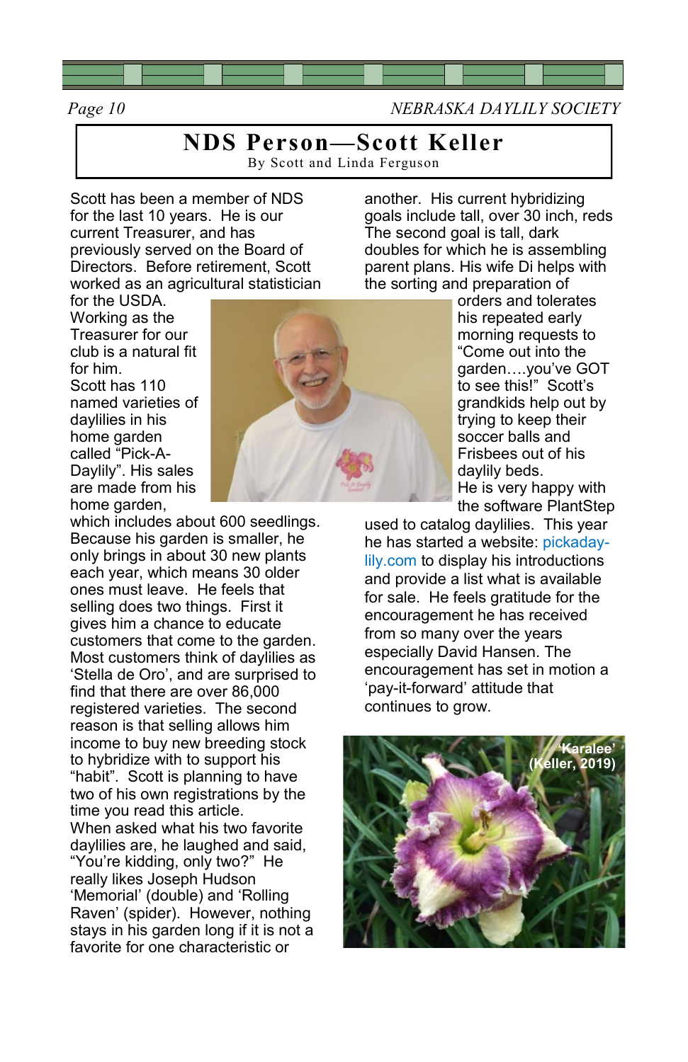# NDS Person—Scott Keller

By Scott and Linda Ferguson

Scott has been a member of NDS for the last 10 years. He is our current Treasurer, and has previously served on the Board of Directors. Before retirement, Scott worked as an agricultural statistician for the USDA. Working as the Treasurer for our club is a natural fit for him.

Scott has 110 named varieties of daylilies in his home garden called "Pick-A-Daylily". His sales are made from his home garden, which includes about 600 seedlings. Because his garden is smaller, he only brings in about 30 new plants each year, which means 30 older ones must leave. He feels that selling does two things. First it gives him a chance to educate customers that come to the garden. Most customers think of daylilies as 'Stella de Oro', and are surprised to find that there are over 86,000 registered varieties. The second reason is that selling allows him income to buy new breeding stock to hybridize with to support his "habit". Scott is planning to have two of his own registrations by the time you read this article.

When asked what his two favorite daylilies are, he laughed and said, "You're kidding, only two?" He really likes Joseph Hudson 'Memorial' (double) and 'Rolling Raven' (spider). However, nothing stays in his garden long if it is not a favorite for one characteristic or another. His current hybridizing goals include tall, over 30 inch, reds The second goal is tall, dark doubles for which he is assembling parent plans. His wife Di helps with the sorting and preparation of orders and tolerates his repeated early morning requests to "Come out into the garden….you've GOT to see this!" Scott's grandkids help out by trying to keep their soccer balls and Frisbees out of his daylily beds.

He is very happy with the software PlantStep used to catalog daylilies. This year he has started a website: pickaday-lily.com to display his introductions and provide a list what is available for sale. He feels gratitude for the encouragement he has received from so many over the years especially David Hansen. The encouragement has set in motion a 'pay-it-forward' attitude that continues to grow.

'Karalee' (Keller, 2019)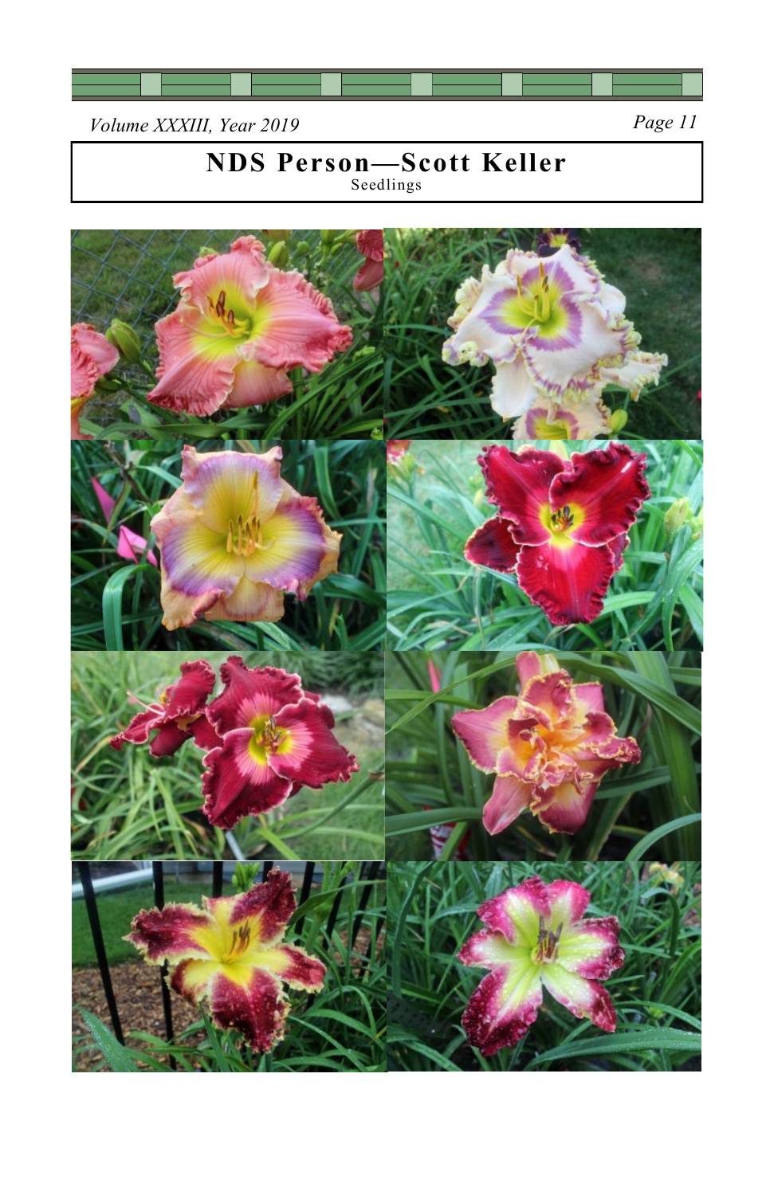## NDS Person—Scott Keller

Seedlings